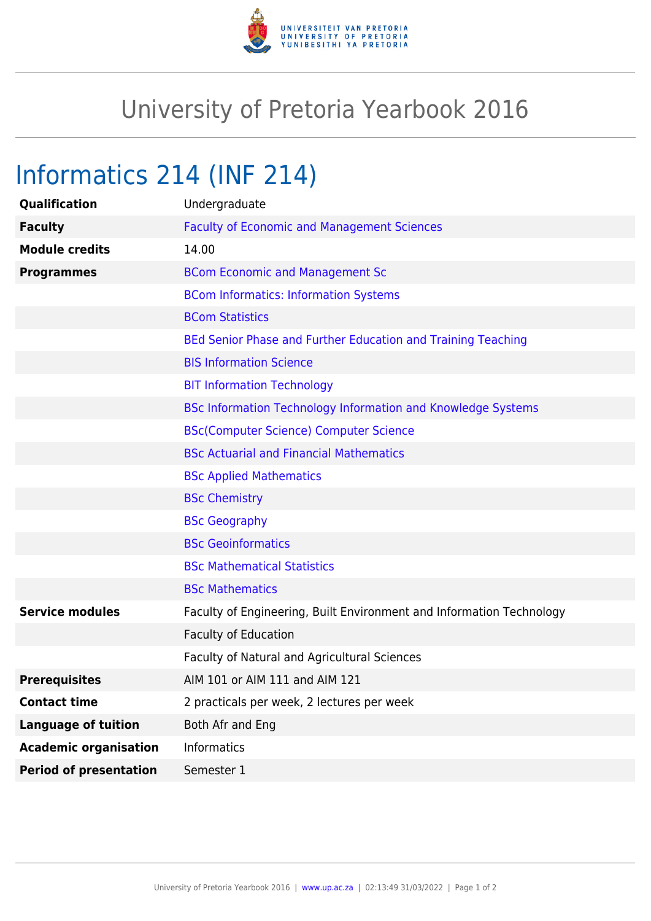# University of Pretoria Yearbook 2016

## Informatics 214 (INF 214)

| | |
|---|---|
| **Qualification** | Undergraduate |
| **Faculty** | Faculty of Economic and Management Sciences |
| **Module credits** | 14.00 |
| **Programmes** | BCom Economic and Management Sc |
| | BCom Informatics: Information Systems |
| | BCom Statistics |
| | BEd Senior Phase and Further Education and Training Teaching |
| | BIS Information Science |
| | BIT Information Technology |
| | BSc Information Technology Information and Knowledge Systems |
| | BSc(Computer Science) Computer Science |
| | BSc Actuarial and Financial Mathematics |
| | BSc Applied Mathematics |
| | BSc Chemistry |
| | BSc Geography |
| | BSc Geoinformatics |
| | BSc Mathematical Statistics |
| | BSc Mathematics |
| **Service modules** | Faculty of Engineering, Built Environment and Information Technology |
| | Faculty of Education |
| | Faculty of Natural and Agricultural Sciences |
| **Prerequisites** | AIM 101 or AIM 111 and AIM 121 |
| **Contact time** | 2 practicals per week, 2 lectures per week |
| **Language of tuition** | Both Afr and Eng |
| **Academic organisation** | Informatics |
| **Period of presentation** | Semester 1 |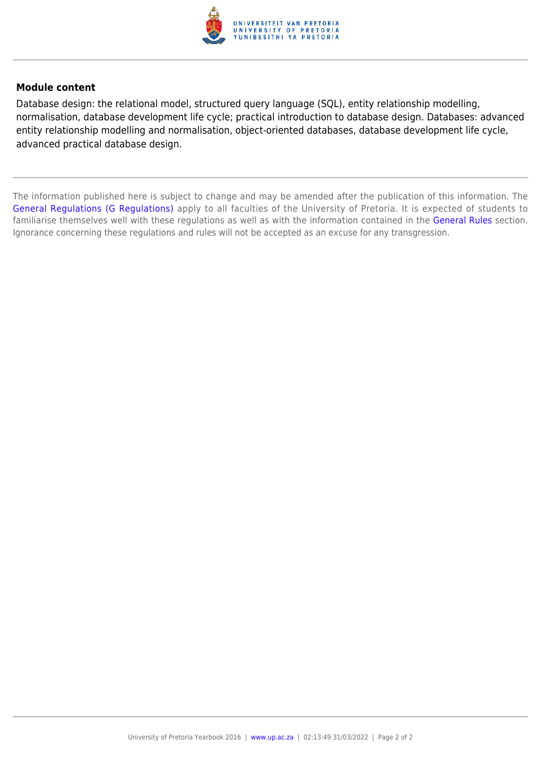### Module content

Database design: the relational model, structured query language (SQL), entity relationship modelling, normalisation, database development life cycle; practical introduction to database design. Databases: advanced entity relationship modelling and normalisation, object-oriented databases, database development life cycle, advanced practical database design.

The information published here is subject to change and may be amended after the publication of this information. The General Regulations (G Regulations) apply to all faculties of the University of Pretoria. It is expected of students to familiarise themselves well with these regulations as well as with the information contained in the General Rules section. Ignorance concerning these regulations and rules will not be accepted as an excuse for any transgression.